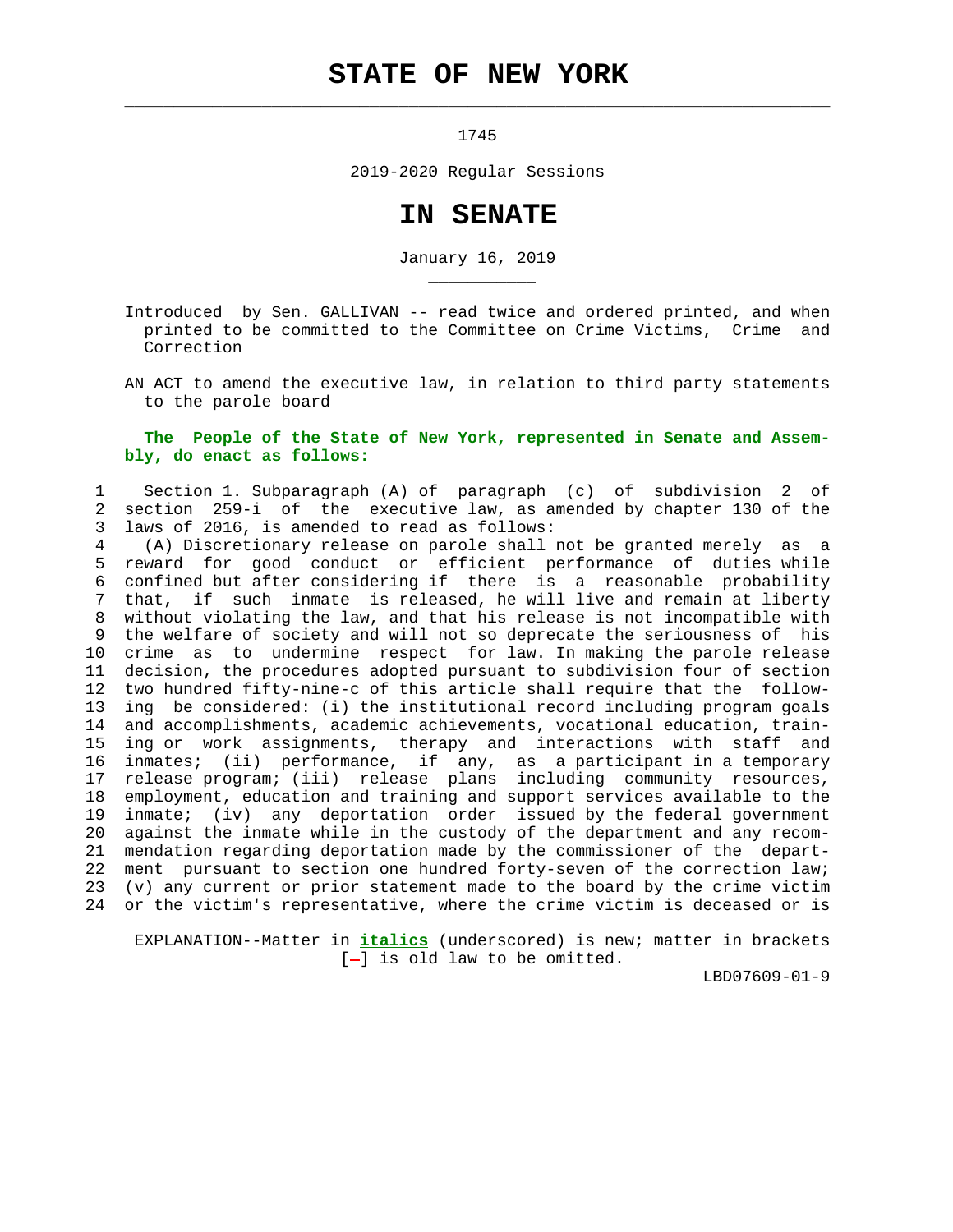# STATE OF NEW YORK

1745

2019-2020 Regular Sessions

# IN SENATE

January 16, 2019

Introduced by Sen. GALLIVAN -- read twice and ordered printed, and when printed to be committed to the Committee on Crime Victims, Crime and Correction

AN ACT to amend the executive law, in relation to third party statements to the parole board

**The People of the State of New York, represented in Senate and Assembly, do enact as follows:**

Section 1. Subparagraph (A) of paragraph (c) of subdivision 2 of section 259-i of the executive law, as amended by chapter 130 of the laws of 2016, is amended to read as follows:

(A) Discretionary release on parole shall not be granted merely as a reward for good conduct or efficient performance of duties while confined but after considering if there is a reasonable probability that, if such inmate is released, he will live and remain at liberty without violating the law, and that his release is not incompatible with the welfare of society and will not so deprecate the seriousness of his crime as to undermine respect for law. In making the parole release decision, the procedures adopted pursuant to subdivision four of section two hundred fifty-nine-c of this article shall require that the following be considered: (i) the institutional record including program goals and accomplishments, academic achievements, vocational education, training or work assignments, therapy and interactions with staff and inmates; (ii) performance, if any, as a participant in a temporary release program; (iii) release plans including community resources, employment, education and training and support services available to the inmate; (iv) any deportation order issued by the federal government against the inmate while in the custody of the department and any recommendation regarding deportation made by the commissioner of the department pursuant to section one hundred forty-seven of the correction law; (v) any current or prior statement made to the board by the crime victim or the victim's representative, where the crime victim is deceased or is

EXPLANATION--Matter in ***italics*** (underscored) is new; matter in brackets [-] is old law to be omitted.

LBD07609-01-9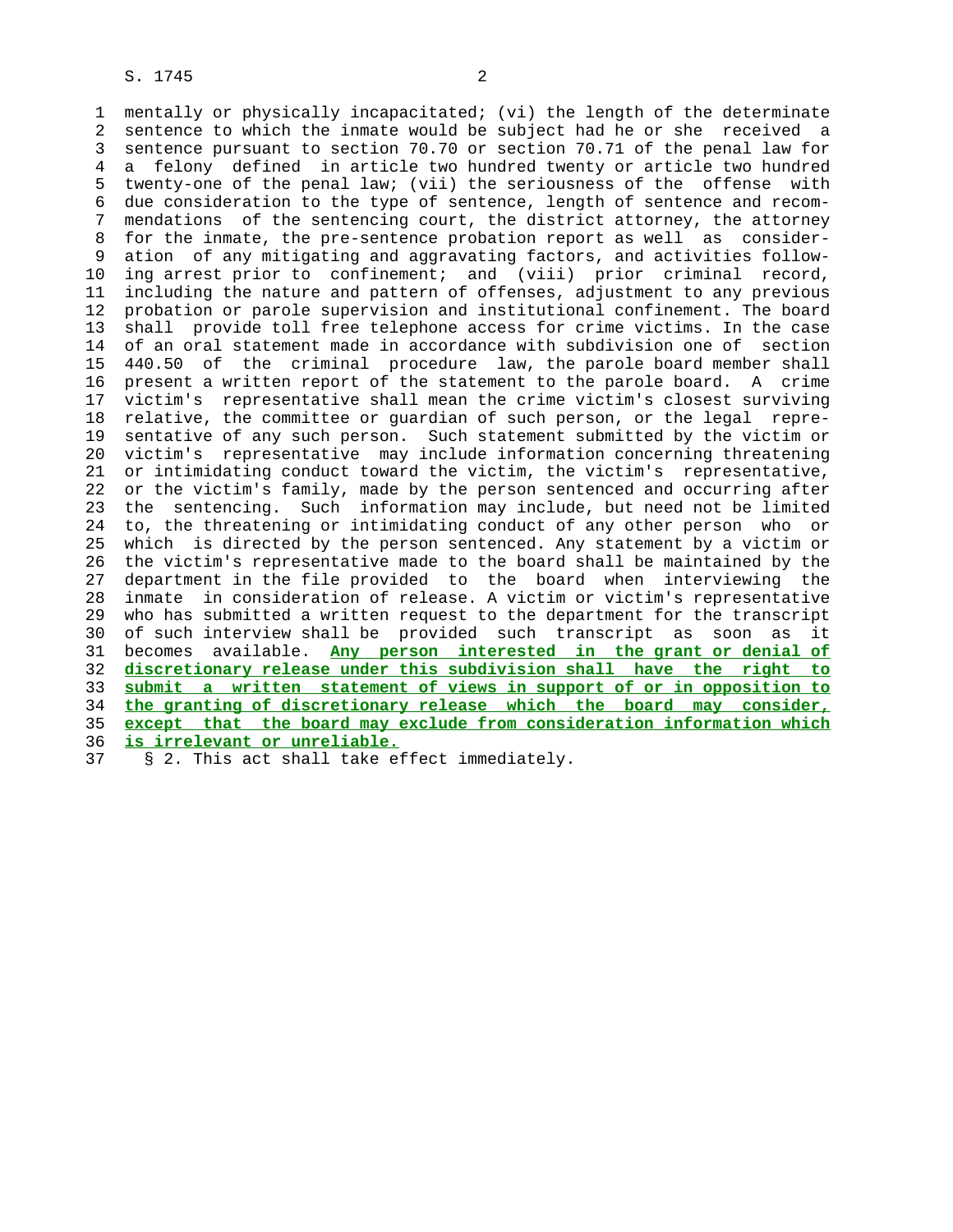mentally or physically incapacitated; (vi) the length of the determinate sentence to which the inmate would be subject had he or she received a sentence pursuant to section 70.70 or section 70.71 of the penal law for a felony defined in article two hundred twenty or article two hundred twenty-one of the penal law; (vii) the seriousness of the offense with due consideration to the type of sentence, length of sentence and recommendations of the sentencing court, the district attorney, the attorney for the inmate, the pre-sentence probation report as well as consideration of any mitigating and aggravating factors, and activities following arrest prior to confinement; and (viii) prior criminal record, including the nature and pattern of offenses, adjustment to any previous probation or parole supervision and institutional confinement. The board shall provide toll free telephone access for crime victims. In the case of an oral statement made in accordance with subdivision one of section 440.50 of the criminal procedure law, the parole board member shall present a written report of the statement to the parole board. A crime victim's representative shall mean the crime victim's closest surviving relative, the committee or guardian of such person, or the legal representative of any such person. Such statement submitted by the victim or victim's representative may include information concerning threatening or intimidating conduct toward the victim, the victim's representative, or the victim's family, made by the person sentenced and occurring after the sentencing. Such information may include, but need not be limited to, the threatening or intimidating conduct of any other person who or which is directed by the person sentenced. Any statement by a victim or the victim's representative made to the board shall be maintained by the department in the file provided to the board when interviewing the inmate in consideration of release. A victim or victim's representative who has submitted a written request to the department for the transcript of such interview shall be provided such transcript as soon as it becomes available. Any person interested in the grant or denial of discretionary release under this subdivision shall have the right to submit a written statement of views in support of or in opposition to the granting of discretionary release which the board may consider, except that the board may exclude from consideration information which is irrelevant or unreliable.

§ 2. This act shall take effect immediately.